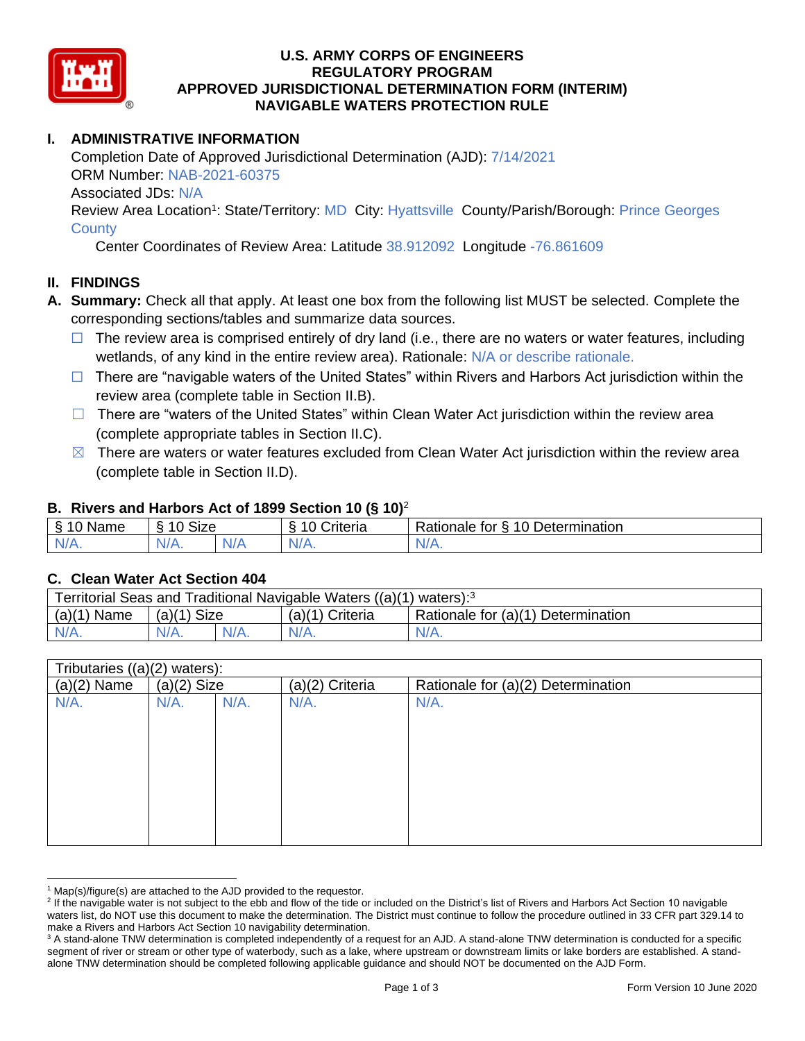# U.S. ARMY CORPS OF ENGINEERS
# REGULATORY PROGRAM
# APPROVED JURISDICTIONAL DETERMINATION FORM (INTERIM)
# NAVIGABLE WATERS PROTECTION RULE

## I. ADMINISTRATIVE INFORMATION

Completion Date of Approved Jurisdictional Determination (AJD): 7/14/2021
ORM Number: NAB-2021-60375
Associated JDs: N/A
Review Area Location[1]: State/Territory: MD City: Hyattsville County/Parish/Borough: Prince Georges County
Center Coordinates of Review Area: Latitude 38.912092 Longitude -76.861609

## II. FINDINGS

**A. Summary:** Check all that apply. At least one box from the following list MUST be selected. Complete the corresponding sections/tables and summarize data sources.

- ☐ The review area is comprised entirely of dry land (i.e., there are no waters or water features, including wetlands, of any kind in the entire review area). Rationale: N/A or describe rationale.
- ☐ There are "navigable waters of the United States" within Rivers and Harbors Act jurisdiction within the review area (complete table in Section II.B).
- ☐ There are "waters of the United States" within Clean Water Act jurisdiction within the review area (complete appropriate tables in Section II.C).
- ☒ There are waters or water features excluded from Clean Water Act jurisdiction within the review area (complete table in Section II.D).

### B. Rivers and Harbors Act of 1899 Section 10 (§ 10)[2]

| § 10 Name | § 10 Size | | § 10 Criteria | Rationale for § 10 Determination |
|---|---|---|---|---|
| N/A. | N/A. | N/A | N/A. | N/A. |

### C. Clean Water Act Section 404

| Territorial Seas and Traditional Navigable Waters ((a)(1) waters):[3] | | | | |
|---|---|---|---|---|
| (a)(1) Name | (a)(1) Size | | (a)(1) Criteria | Rationale for (a)(1) Determination |
| N/A. | N/A. | N/A. | N/A. | N/A. |

| Tributaries ((a)(2) waters): | | | | |
|---|---|---|---|---|
| (a)(2) Name | (a)(2) Size | | (a)(2) Criteria | Rationale for (a)(2) Determination |
| N/A. | N/A. | N/A. | N/A. | N/A. |

[1] Map(s)/figure(s) are attached to the AJD provided to the requestor.
[2] If the navigable water is not subject to the ebb and flow of the tide or included on the District's list of Rivers and Harbors Act Section 10 navigable waters list, do NOT use this document to make the determination. The District must continue to follow the procedure outlined in 33 CFR part 329.14 to make a Rivers and Harbors Act Section 10 navigability determination.
[3] A stand-alone TNW determination is completed independently of a request for an AJD. A stand-alone TNW determination is conducted for a specific segment of river or stream or other type of waterbody, such as a lake, where upstream or downstream limits or lake borders are established. A stand-alone TNW determination should be completed following applicable guidance and should NOT be documented on the AJD Form.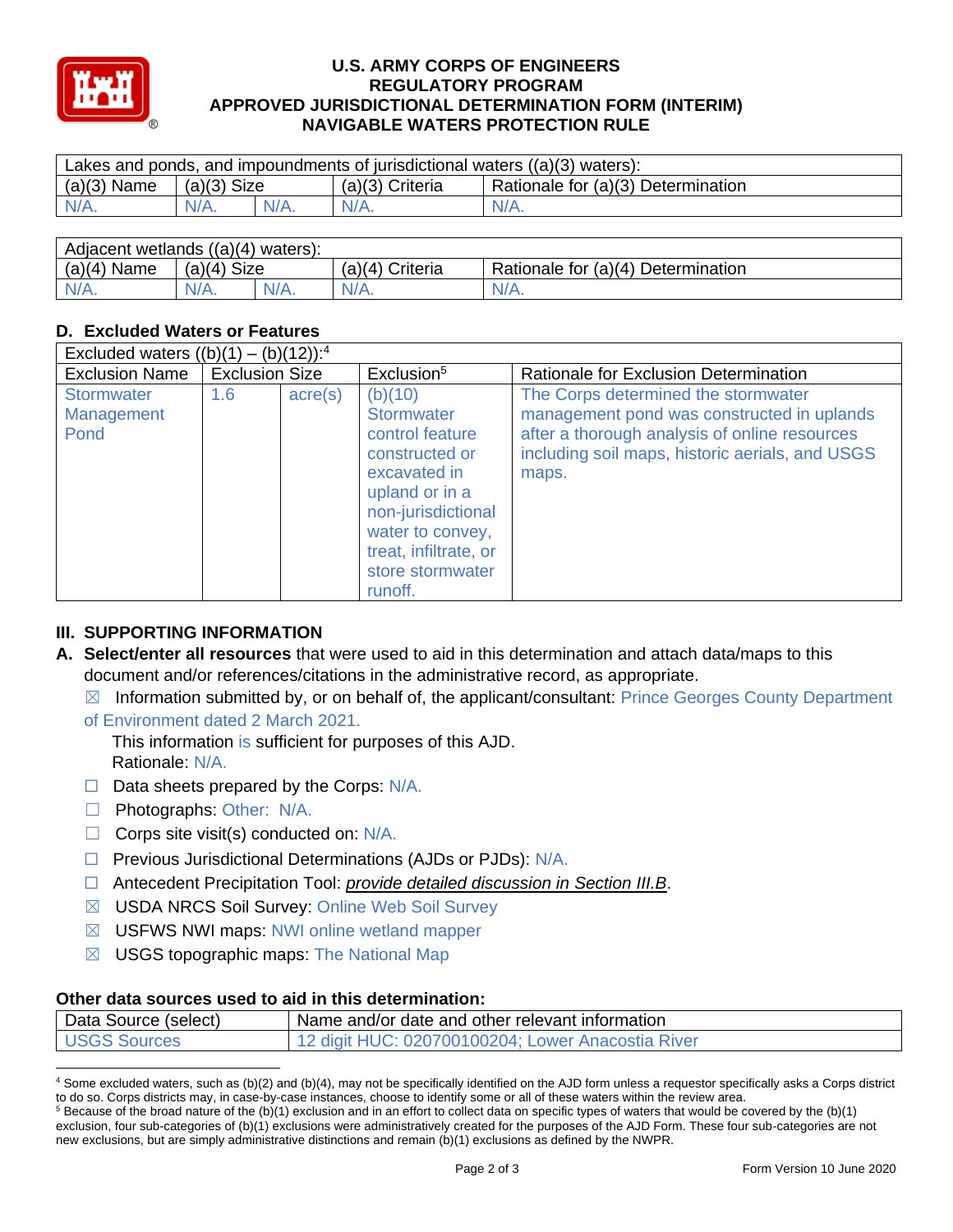# U.S. ARMY CORPS OF ENGINEERS
# REGULATORY PROGRAM
# APPROVED JURISDICTIONAL DETERMINATION FORM (INTERIM)
# NAVIGABLE WATERS PROTECTION RULE

| Lakes and ponds, and impoundments of jurisdictional waters ((a)(3) waters): | | | | |
|---|---|---|---|---|
| (a)(3) Name | (a)(3) Size | | (a)(3) Criteria | Rationale for (a)(3) Determination |
| N/A. | N/A. | N/A. | N/A. | N/A. |

| Adjacent wetlands ((a)(4) waters): | | | | |
|---|---|---|---|---|
| (a)(4) Name | (a)(4) Size | | (a)(4) Criteria | Rationale for (a)(4) Determination |
| N/A. | N/A. | N/A. | N/A. | N/A. |

## D. Excluded Waters or Features

| Excluded waters ((b)(1) – (b)(12)):[4] | | | | |
|---|---|---|---|---|
| Exclusion Name | Exclusion Size | | Exclusion[5] | Rationale for Exclusion Determination |
| Stormwater Management Pond | 1.6 | acre(s) | (b)(10) Stormwater control feature constructed or excavated in upland or in a non-jurisdictional water to convey, treat, infiltrate, or store stormwater runoff. | The Corps determined the stormwater management pond was constructed in uplands after a thorough analysis of online resources including soil maps, historic aerials, and USGS maps. |

## III. SUPPORTING INFORMATION

**A. Select/enter all resources** that were used to aid in this determination and attach data/maps to this document and/or references/citations in the administrative record, as appropriate.

☒ Information submitted by, or on behalf of, the applicant/consultant: Prince Georges County Department of Environment dated 2 March 2021.

This information is sufficient for purposes of this AJD.
Rationale: N/A.

☐ Data sheets prepared by the Corps: N/A.

☐ Photographs: Other: N/A.

☐ Corps site visit(s) conducted on: N/A.

☐ Previous Jurisdictional Determinations (AJDs or PJDs): N/A.

☐ Antecedent Precipitation Tool: *provide detailed discussion in Section III.B*.

☒ USDA NRCS Soil Survey: Online Web Soil Survey

☒ USFWS NWI maps: NWI online wetland mapper

☒ USGS topographic maps: The National Map

### Other data sources used to aid in this determination:

| Data Source (select) | Name and/or date and other relevant information |
|---|---|
| USGS Sources | 12 digit HUC: 020700100204; Lower Anacostia River |

[4] Some excluded waters, such as (b)(2) and (b)(4), may not be specifically identified on the AJD form unless a requestor specifically asks a Corps district to do so. Corps districts may, in case-by-case instances, choose to identify some or all of these waters within the review area.

[5] Because of the broad nature of the (b)(1) exclusion and in an effort to collect data on specific types of waters that would be covered by the (b)(1) exclusion, four sub-categories of (b)(1) exclusions were administratively created for the purposes of the AJD Form. These four sub-categories are not new exclusions, but are simply administrative distinctions and remain (b)(1) exclusions as defined by the NWPR.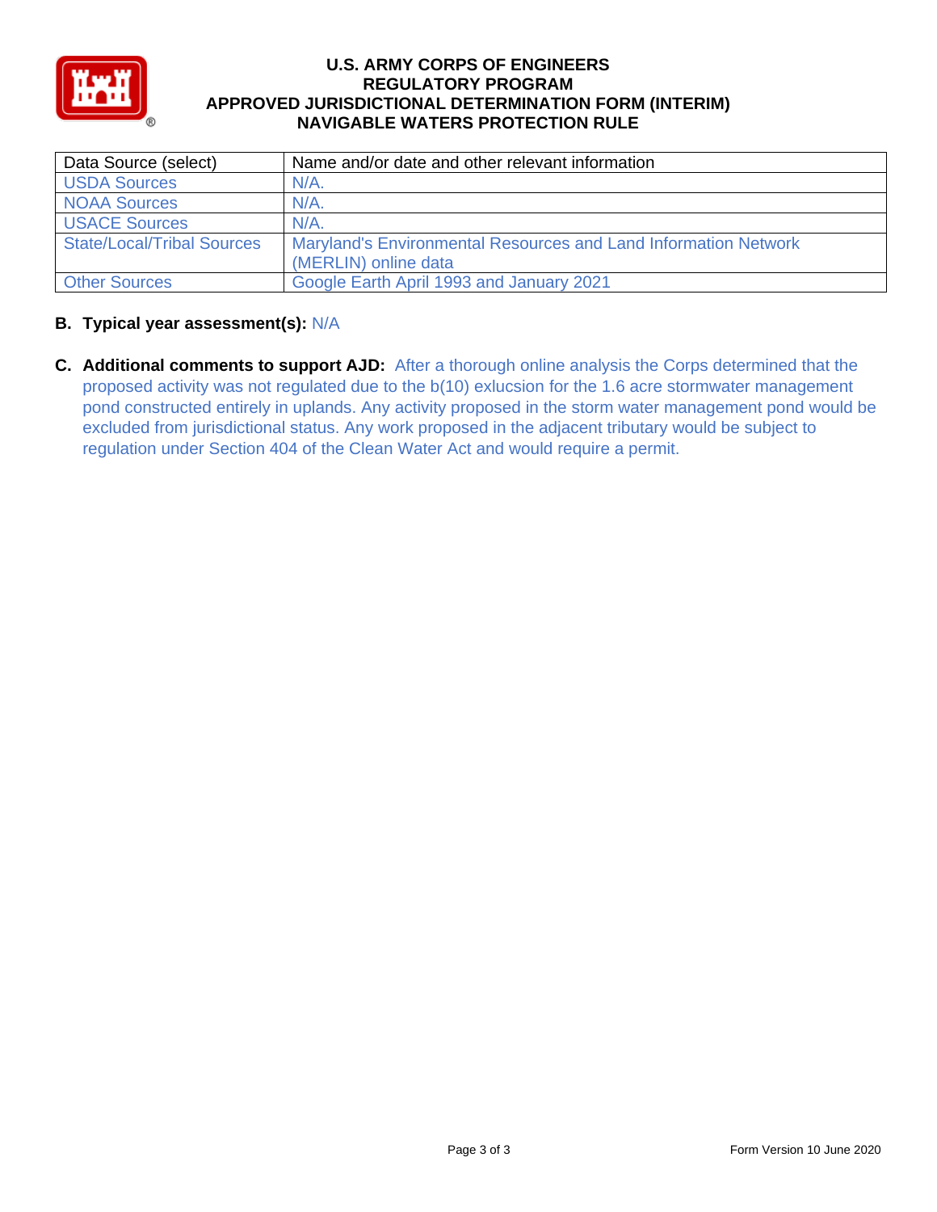# U.S. ARMY CORPS OF ENGINEERS
## REGULATORY PROGRAM
## APPROVED JURISDICTIONAL DETERMINATION FORM (INTERIM)
## NAVIGABLE WATERS PROTECTION RULE

| Data Source (select) | Name and/or date and other relevant information |
|---|---|
| USDA Sources | N/A. |
| NOAA Sources | N/A. |
| USACE Sources | N/A. |
| State/Local/Tribal Sources | Maryland's Environmental Resources and Land Information Network (MERLIN) online data |
| Other Sources | Google Earth April 1993 and January 2021 |

**B. Typical year assessment(s):** N/A

**C. Additional comments to support AJD:** After a thorough online analysis the Corps determined that the proposed activity was not regulated due to the b(10) exlucsion for the 1.6 acre stormwater management pond constructed entirely in uplands. Any activity proposed in the storm water management pond would be excluded from jurisdictional status. Any work proposed in the adjacent tributary would be subject to regulation under Section 404 of the Clean Water Act and would require a permit.